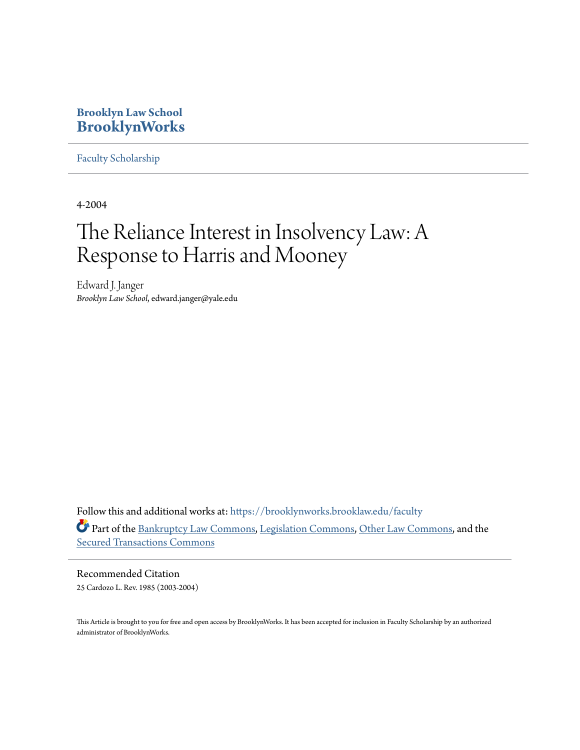Brooklyn Law School
**BrooklynWorks**

Faculty Scholarship

4-2004

# The Reliance Interest in Insolvency Law: A Response to Harris and Mooney

Edward J. Janger
*Brooklyn Law School*, edward.janger@yale.edu

Follow this and additional works at: https://brooklynworks.brooklaw.edu/faculty

Part of the Bankruptcy Law Commons, Legislation Commons, Other Law Commons, and the Secured Transactions Commons

Recommended Citation
25 Cardozo L. Rev. 1985 (2003-2004)

This Article is brought to you for free and open access by BrooklynWorks. It has been accepted for inclusion in Faculty Scholarship by an authorized administrator of BrooklynWorks.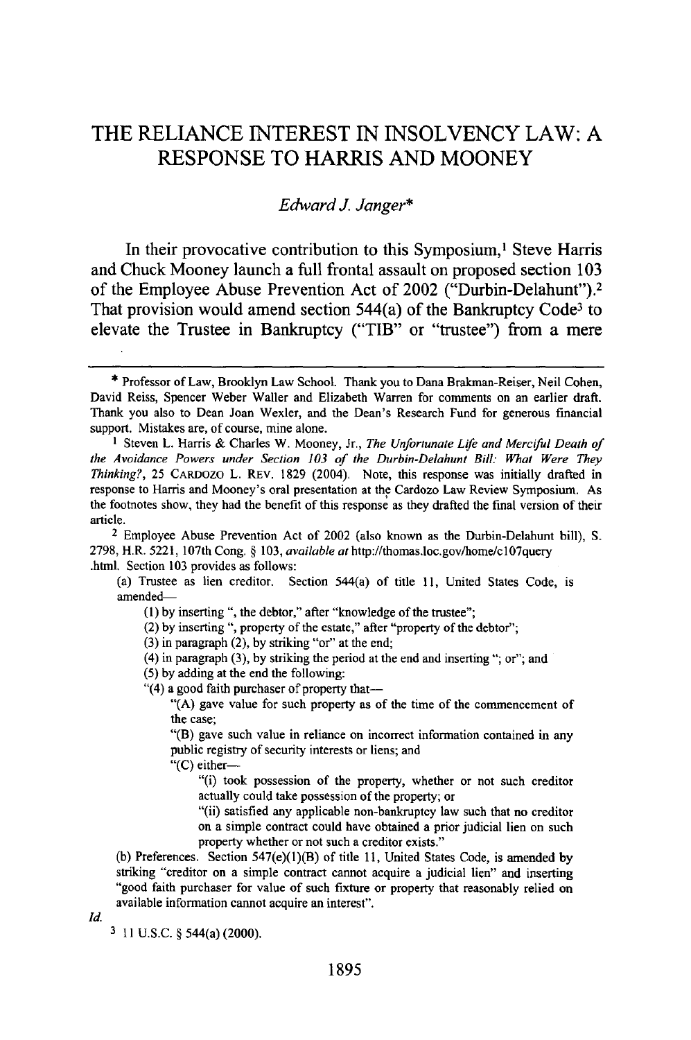# THE RELIANCE INTEREST IN INSOLVENCY LAW: A RESPONSE TO HARRIS AND MOONEY

*Edward J. Janger*\*

In their provocative contribution to this Symposium,[1] Steve Harris and Chuck Mooney launch a full frontal assault on proposed section 103 of the Employee Abuse Prevention Act of 2002 ("Durbin-Delahunt").[2] That provision would amend section 544(a) of the Bankruptcy Code[3] to elevate the Trustee in Bankruptcy ("TIB" or "trustee") from a mere

---

\* Professor of Law, Brooklyn Law School. Thank you to Dana Brakman-Reiser, Neil Cohen, David Reiss, Spencer Weber Waller and Elizabeth Warren for comments on an earlier draft. Thank you also to Dean Joan Wexler, and the Dean's Research Fund for generous financial support. Mistakes are, of course, mine alone.

[1] Steven L. Harris & Charles W. Mooney, Jr., *The Unfortunate Life and Merciful Death of the Avoidance Powers under Section 103 of the Durbin-Delahunt Bill: What Were They Thinking?*, 25 CARDOZO L. REV. 1829 (2004). Note, this response was initially drafted in response to Harris and Mooney's oral presentation at the Cardozo Law Review Symposium. As the footnotes show, they had the benefit of this response as they drafted the final version of their article.

[2] Employee Abuse Prevention Act of 2002 (also known as the Durbin-Delahunt bill), S. 2798, H.R. 5221, 107th Cong. § 103, *available at* http://thomas.loc.gov/home/c107query.html. Section 103 provides as follows:

> (a) Trustee as lien creditor. Section 544(a) of title 11, United States Code, is amended—
>
> (1) by inserting ", the debtor," after "knowledge of the trustee";
>
> (2) by inserting ", property of the estate," after "property of the debtor";
>
> (3) in paragraph (2), by striking "or" at the end;
>
> (4) in paragraph (3), by striking the period at the end and inserting "; or"; and
>
> (5) by adding at the end the following:
>
> "(4) a good faith purchaser of property that—
>
> "(A) gave value for such property as of the time of the commencement of the case;
>
> "(B) gave such value in reliance on incorrect information contained in any public registry of security interests or liens; and
>
> "(C) either—
>
> "(i) took possession of the property, whether or not such creditor actually could take possession of the property; or
>
> "(ii) satisfied any applicable non-bankruptcy law such that no creditor on a simple contract could have obtained a prior judicial lien on such property whether or not such a creditor exists."
>
> (b) Preferences. Section 547(e)(1)(B) of title 11, United States Code, is amended by striking "creditor on a simple contract cannot acquire a judicial lien" and inserting "good faith purchaser for value of such fixture or property that reasonably relied on available information cannot acquire an interest".

*Id.*

[3] 11 U.S.C. § 544(a) (2000).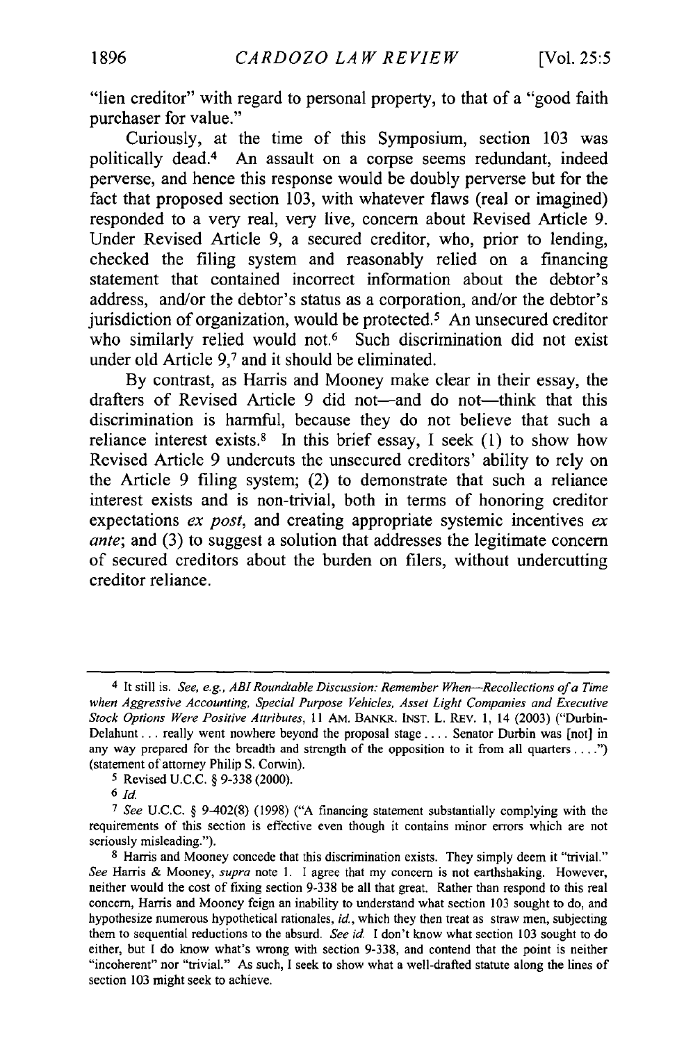"lien creditor" with regard to personal property, to that of a "good faith purchaser for value."

Curiously, at the time of this Symposium, section 103 was politically dead.[4] An assault on a corpse seems redundant, indeed perverse, and hence this response would be doubly perverse but for the fact that proposed section 103, with whatever flaws (real or imagined) responded to a very real, very live, concern about Revised Article 9. Under Revised Article 9, a secured creditor, who, prior to lending, checked the filing system and reasonably relied on a financing statement that contained incorrect information about the debtor's address, and/or the debtor's status as a corporation, and/or the debtor's jurisdiction of organization, would be protected.[5] An unsecured creditor who similarly relied would not.[6] Such discrimination did not exist under old Article 9,[7] and it should be eliminated.

By contrast, as Harris and Mooney make clear in their essay, the drafters of Revised Article 9 did not—and do not—think that this discrimination is harmful, because they do not believe that such a reliance interest exists.[8] In this brief essay, I seek (1) to show how Revised Article 9 undercuts the unsecured creditors' ability to rely on the Article 9 filing system; (2) to demonstrate that such a reliance interest exists and is non-trivial, both in terms of honoring creditor expectations *ex post*, and creating appropriate systemic incentives *ex ante*; and (3) to suggest a solution that addresses the legitimate concern of secured creditors about the burden on filers, without undercutting creditor reliance.

---

[4] It still is. *See, e.g., ABI Roundtable Discussion: Remember When—Recollections of a Time when Aggressive Accounting, Special Purpose Vehicles, Asset Light Companies and Executive Stock Options Were Positive Attributes*, 11 AM. BANKR. INST. L. REV. 1, 14 (2003) ("Durbin-Delahunt . . . really went nowhere beyond the proposal stage . . . . Senator Durbin was [not] in any way prepared for the breadth and strength of the opposition to it from all quarters . . . .") (statement of attorney Philip S. Corwin).

[5] Revised U.C.C. § 9-338 (2000).

[6] *Id.*

[7] *See* U.C.C. § 9-402(8) (1998) ("A financing statement substantially complying with the requirements of this section is effective even though it contains minor errors which are not seriously misleading.").

[8] Harris and Mooney concede that this discrimination exists. They simply deem it "trivial." *See* Harris & Mooney, *supra* note 1. I agree that my concern is not earthshaking. However, neither would the cost of fixing section 9-338 be all that great. Rather than respond to this real concern, Harris and Mooney feign an inability to understand what section 103 sought to do, and hypothesize numerous hypothetical rationales, *id.*, which they then treat as straw men, subjecting them to sequential reductions to the absurd. *See id.* I don't know what section 103 sought to do either, but I do know what's wrong with section 9-338, and contend that the point is neither "incoherent" nor "trivial." As such, I seek to show what a well-drafted statute along the lines of section 103 might seek to achieve.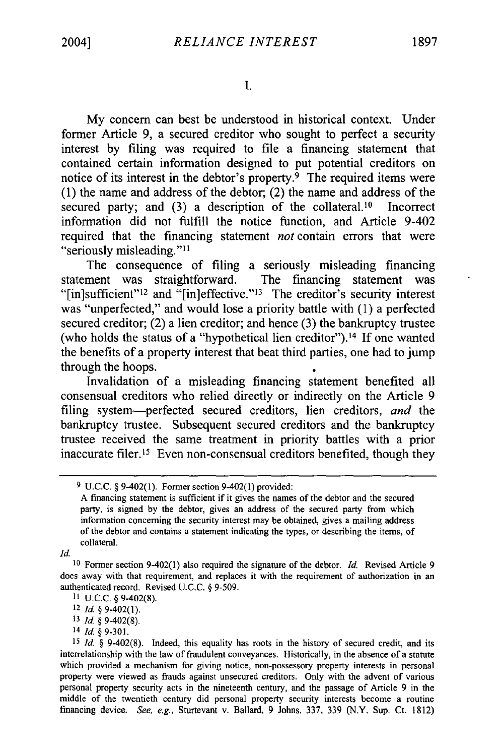# I.

My concern can best be understood in historical context. Under former Article 9, a secured creditor who sought to perfect a security interest by filing was required to file a financing statement that contained certain information designed to put potential creditors on notice of its interest in the debtor's property.[9] The required items were (1) the name and address of the debtor; (2) the name and address of the secured party; and (3) a description of the collateral.[10] Incorrect information did not fulfill the notice function, and Article 9-402 required that the financing statement *not* contain errors that were "seriously misleading."[11]

The consequence of filing a seriously misleading financing statement was straightforward. The financing statement was "[in]sufficient"[12] and "[in]effective."[13] The creditor's security interest was "unperfected," and would lose a priority battle with (1) a perfected secured creditor; (2) a lien creditor; and hence (3) the bankruptcy trustee (who holds the status of a "hypothetical lien creditor").[14] If one wanted the benefits of a property interest that beat third parties, one had to jump through the hoops.

Invalidation of a misleading financing statement benefited all consensual creditors who relied directly or indirectly on the Article 9 filing system—perfected secured creditors, lien creditors, *and* the bankruptcy trustee. Subsequent secured creditors and the bankruptcy trustee received the same treatment in priority battles with a prior inaccurate filer.[15] Even non-consensual creditors benefited, though they

---

[9] U.C.C. § 9-402(1). Former section 9-402(1) provided:

> A financing statement is sufficient if it gives the names of the debtor and the secured party, is signed by the debtor, gives an address of the secured party from which information concerning the security interest may be obtained, gives a mailing address of the debtor and contains a statement indicating the types, or describing the items, of collateral.

*Id.*

[10] Former section 9-402(1) also required the signature of the debtor. *Id.* Revised Article 9 does away with that requirement, and replaces it with the requirement of authorization in an authenticated record. Revised U.C.C. § 9-509.

[11] U.C.C. § 9-402(8).

[12] *Id.* § 9-402(1).

[13] *Id.* § 9-402(8).

[14] *Id.* § 9-301.

[15] *Id.* § 9-402(8). Indeed, this equality has roots in the history of secured credit, and its interrelationship with the law of fraudulent conveyances. Historically, in the absence of a statute which provided a mechanism for giving notice, non-possessory property interests in personal property were viewed as frauds against unsecured creditors. Only with the advent of various personal property security acts in the nineteenth century, and the passage of Article 9 in the middle of the twentieth century did personal property security interests become a routine financing device. *See, e.g.*, Sturtevant v. Ballard, 9 Johns. 337, 339 (N.Y. Sup. Ct. 1812)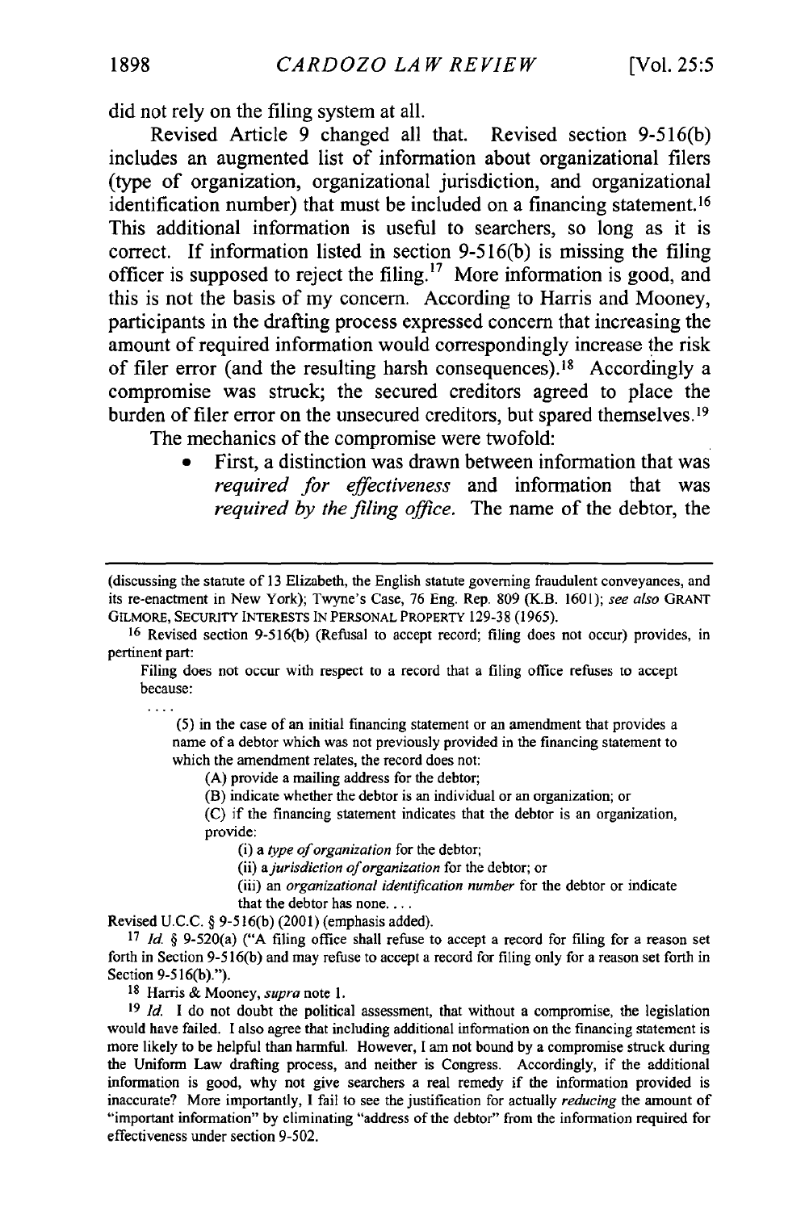did not rely on the filing system at all.

Revised Article 9 changed all that. Revised section 9-516(b) includes an augmented list of information about organizational filers (type of organization, organizational jurisdiction, and organizational identification number) that must be included on a financing statement.[16] This additional information is useful to searchers, so long as it is correct. If information listed in section 9-516(b) is missing the filing officer is supposed to reject the filing.[17] More information is good, and this is not the basis of my concern. According to Harris and Mooney, participants in the drafting process expressed concern that increasing the amount of required information would correspondingly increase the risk of filer error (and the resulting harsh consequences).[18] Accordingly a compromise was struck; the secured creditors agreed to place the burden of filer error on the unsecured creditors, but spared themselves.[19]

The mechanics of the compromise were twofold:

- First, a distinction was drawn between information that was *required for effectiveness* and information that was *required by the filing office.* The name of the debtor, the

---

(discussing the statute of 13 Elizabeth, the English statute governing fraudulent conveyances, and its re-enactment in New York); Twyne's Case, 76 Eng. Rep. 809 (K.B. 1601); *see also* GRANT GILMORE, SECURITY INTERESTS IN PERSONAL PROPERTY 129-38 (1965).

[16] Revised section 9-516(b) (Refusal to accept record; filing does not occur) provides, in pertinent part:

> Filing does not occur with respect to a record that a filing office refuses to accept because:
>
> ....
>
> (5) in the case of an initial financing statement or an amendment that provides a name of a debtor which was not previously provided in the financing statement to which the amendment relates, the record does not:
>
> (A) provide a mailing address for the debtor;
>
> (B) indicate whether the debtor is an individual or an organization; or
>
> (C) if the financing statement indicates that the debtor is an organization, provide:
>
> (i) a *type of organization* for the debtor;
>
> (ii) a *jurisdiction of organization* for the debtor; or
>
> (iii) an *organizational identification number* for the debtor or indicate that the debtor has none. . . .

Revised U.C.C. § 9-516(b) (2001) (emphasis added).

[17] *Id.* § 9-520(a) ("A filing office shall refuse to accept a record for filing for a reason set forth in Section 9-516(b) and may refuse to accept a record for filing only for a reason set forth in Section 9-516(b).").

[18] Harris & Mooney, *supra* note 1.

[19] *Id.* I do not doubt the political assessment, that without a compromise, the legislation would have failed. I also agree that including additional information on the financing statement is more likely to be helpful than harmful. However, I am not bound by a compromise struck during the Uniform Law drafting process, and neither is Congress. Accordingly, if the additional information is good, why not give searchers a real remedy if the information provided is inaccurate? More importantly, I fail to see the justification for actually *reducing* the amount of "important information" by eliminating "address of the debtor" from the information required for effectiveness under section 9-502.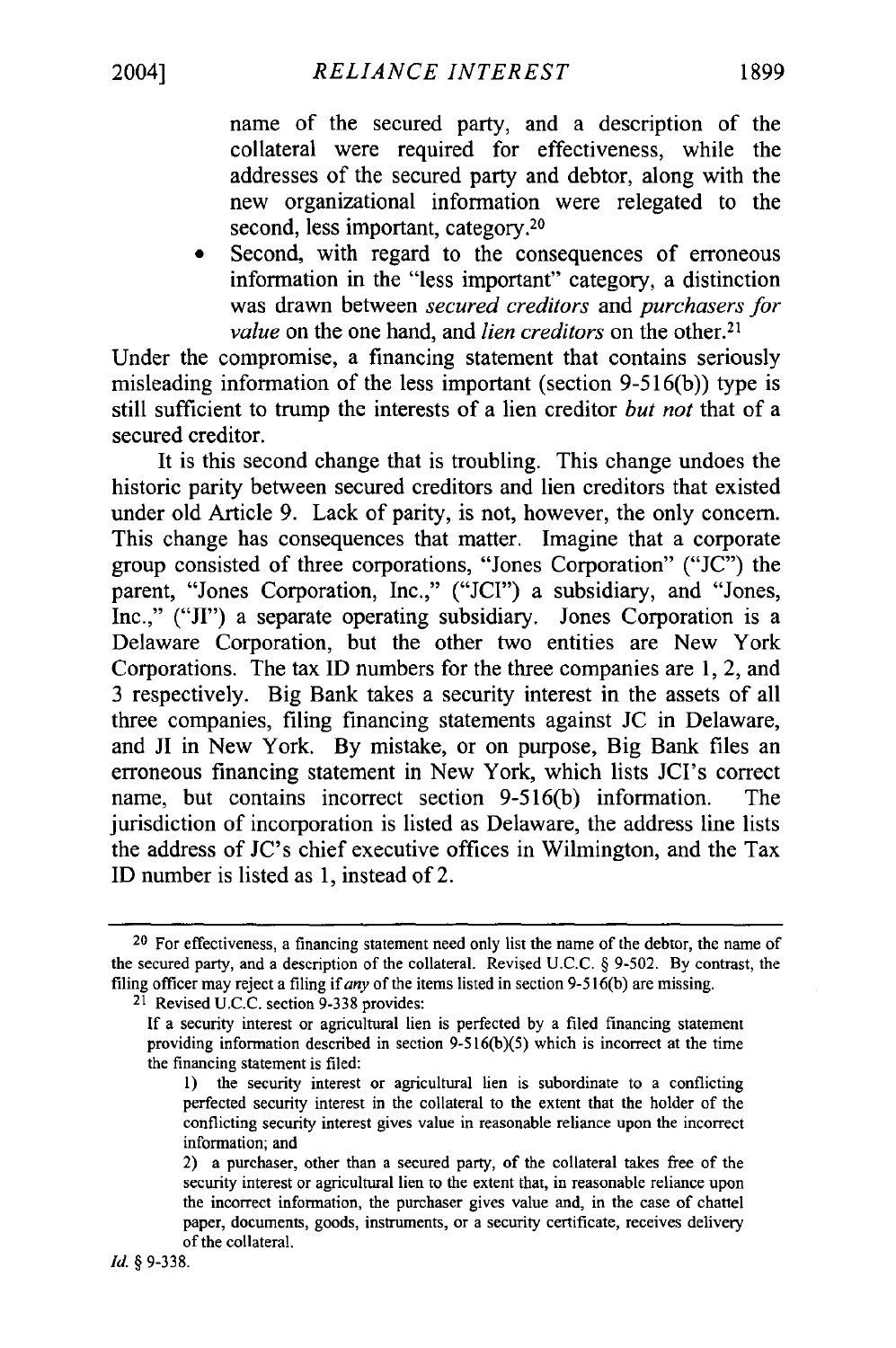name of the secured party, and a description of the collateral were required for effectiveness, while the addresses of the secured party and debtor, along with the new organizational information were relegated to the second, less important, category.[20]

- Second, with regard to the consequences of erroneous information in the "less important" category, a distinction was drawn between *secured creditors* and *purchasers for value* on the one hand, and *lien creditors* on the other.[21]

Under the compromise, a financing statement that contains seriously misleading information of the less important (section 9-516(b)) type is still sufficient to trump the interests of a lien creditor *but not* that of a secured creditor.

It is this second change that is troubling. This change undoes the historic parity between secured creditors and lien creditors that existed under old Article 9. Lack of parity, is not, however, the only concern. This change has consequences that matter. Imagine that a corporate group consisted of three corporations, "Jones Corporation" ("JC") the parent, "Jones Corporation, Inc.," ("JCI") a subsidiary, and "Jones, Inc.," ("JI") a separate operating subsidiary. Jones Corporation is a Delaware Corporation, but the other two entities are New York Corporations. The tax ID numbers for the three companies are 1, 2, and 3 respectively. Big Bank takes a security interest in the assets of all three companies, filing financing statements against JC in Delaware, and JI in New York. By mistake, or on purpose, Big Bank files an erroneous financing statement in New York, which lists JCI's correct name, but contains incorrect section 9-516(b) information. The jurisdiction of incorporation is listed as Delaware, the address line lists the address of JC's chief executive offices in Wilmington, and the Tax ID number is listed as 1, instead of 2.

---

[20] For effectiveness, a financing statement need only list the name of the debtor, the name of the secured party, and a description of the collateral. Revised U.C.C. § 9-502. By contrast, the filing officer may reject a filing if *any* of the items listed in section 9-516(b) are missing.

[21] Revised U.C.C. section 9-338 provides:

> If a security interest or agricultural lien is perfected by a filed financing statement providing information described in section 9-516(b)(5) which is incorrect at the time the financing statement is filed:
>
> 1) the security interest or agricultural lien is subordinate to a conflicting perfected security interest in the collateral to the extent that the holder of the conflicting security interest gives value in reasonable reliance upon the incorrect information; and
>
> 2) a purchaser, other than a secured party, of the collateral takes free of the security interest or agricultural lien to the extent that, in reasonable reliance upon the incorrect information, the purchaser gives value and, in the case of chattel paper, documents, goods, instruments, or a security certificate, receives delivery of the collateral.

*Id.* § 9-338.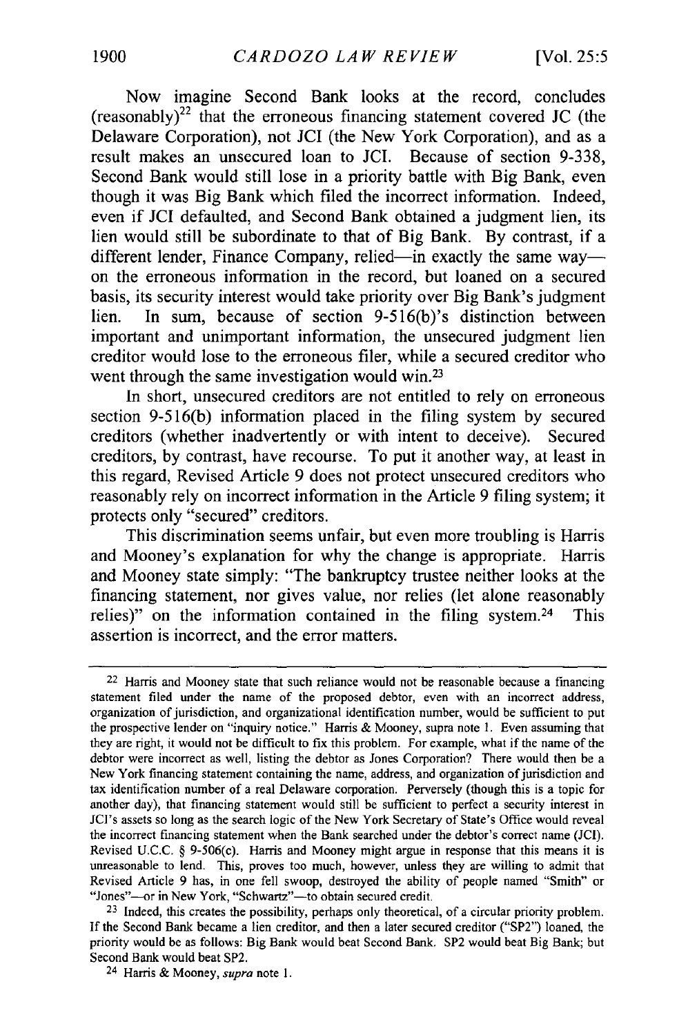Now imagine Second Bank looks at the record, concludes (reasonably)[22] that the erroneous financing statement covered JC (the Delaware Corporation), not JCI (the New York Corporation), and as a result makes an unsecured loan to JCI. Because of section 9-338, Second Bank would still lose in a priority battle with Big Bank, even though it was Big Bank which filed the incorrect information. Indeed, even if JCI defaulted, and Second Bank obtained a judgment lien, its lien would still be subordinate to that of Big Bank. By contrast, if a different lender, Finance Company, relied—in exactly the same way—on the erroneous information in the record, but loaned on a secured basis, its security interest would take priority over Big Bank's judgment lien. In sum, because of section 9-516(b)'s distinction between important and unimportant information, the unsecured judgment lien creditor would lose to the erroneous filer, while a secured creditor who went through the same investigation would win.[23]

In short, unsecured creditors are not entitled to rely on erroneous section 9-516(b) information placed in the filing system by secured creditors (whether inadvertently or with intent to deceive). Secured creditors, by contrast, have recourse. To put it another way, at least in this regard, Revised Article 9 does not protect unsecured creditors who reasonably rely on incorrect information in the Article 9 filing system; it protects only "secured" creditors.

This discrimination seems unfair, but even more troubling is Harris and Mooney's explanation for why the change is appropriate. Harris and Mooney state simply: "The bankruptcy trustee neither looks at the financing statement, nor gives value, nor relies (let alone reasonably relies)" on the information contained in the filing system.[24] This assertion is incorrect, and the error matters.

---

[22] Harris and Mooney state that such reliance would not be reasonable because a financing statement filed under the name of the proposed debtor, even with an incorrect address, organization of jurisdiction, and organizational identification number, would be sufficient to put the prospective lender on "inquiry notice." Harris & Mooney, supra note 1. Even assuming that they are right, it would not be difficult to fix this problem. For example, what if the name of the debtor were incorrect as well, listing the debtor as Jones Corporation? There would then be a New York financing statement containing the name, address, and organization of jurisdiction and tax identification number of a real Delaware corporation. Perversely (though this is a topic for another day), that financing statement would still be sufficient to perfect a security interest in JCI's assets so long as the search logic of the New York Secretary of State's Office would reveal the incorrect financing statement when the Bank searched under the debtor's correct name (JCI). Revised U.C.C. § 9-506(c). Harris and Mooney might argue in response that this means it is unreasonable to lend. This, proves too much, however, unless they are willing to admit that Revised Article 9 has, in one fell swoop, destroyed the ability of people named "Smith" or "Jones"—or in New York, "Schwartz"—to obtain secured credit.

[23] Indeed, this creates the possibility, perhaps only theoretical, of a circular priority problem. If the Second Bank became a lien creditor, and then a later secured creditor ("SP2") loaned, the priority would be as follows: Big Bank would beat Second Bank. SP2 would beat Big Bank; but Second Bank would beat SP2.

[24] Harris & Mooney, *supra* note 1.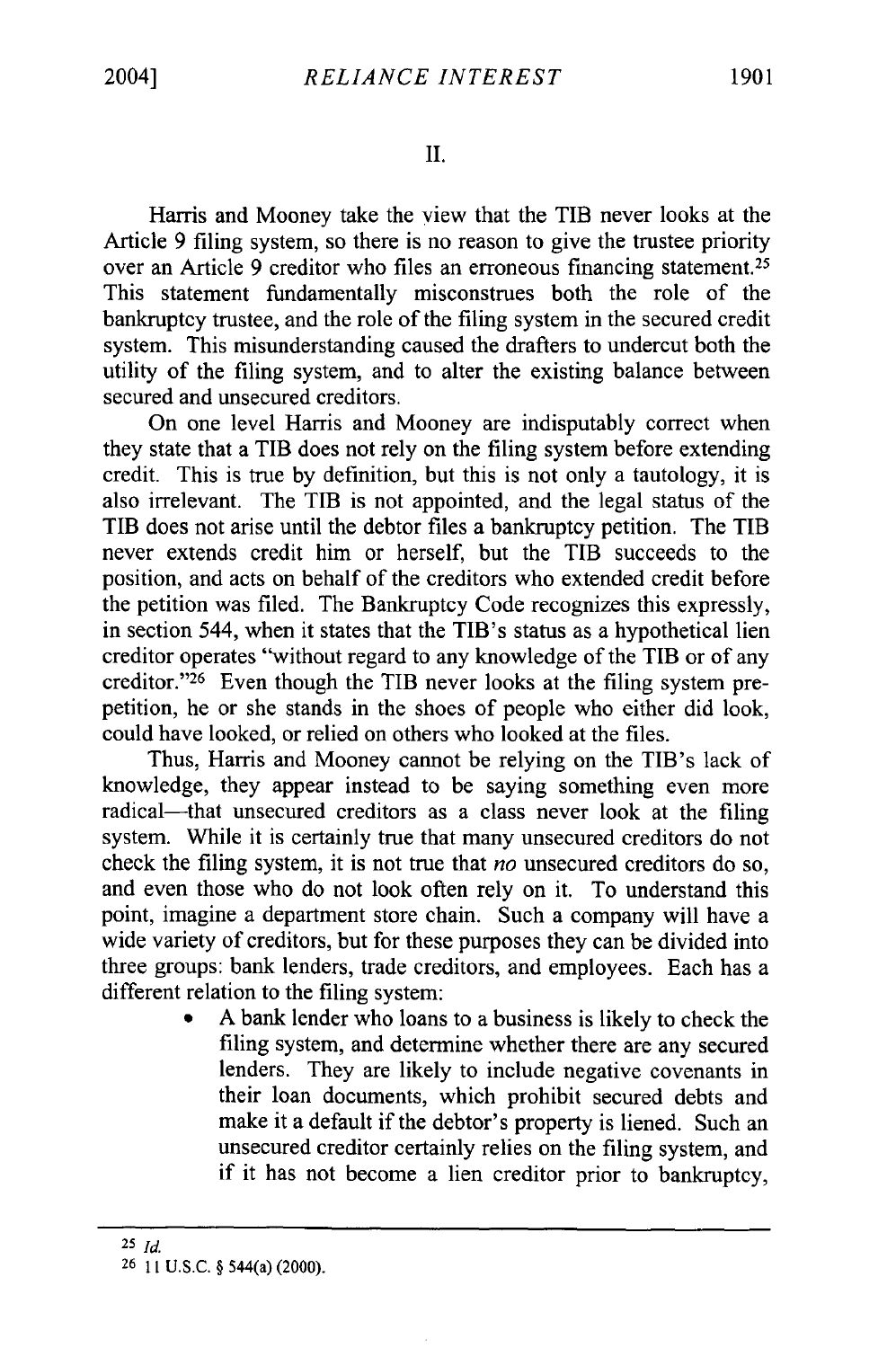## II.

Harris and Mooney take the view that the TIB never looks at the Article 9 filing system, so there is no reason to give the trustee priority over an Article 9 creditor who files an erroneous financing statement.[25] This statement fundamentally misconstrues both the role of the bankruptcy trustee, and the role of the filing system in the secured credit system. This misunderstanding caused the drafters to undercut both the utility of the filing system, and to alter the existing balance between secured and unsecured creditors.

On one level Harris and Mooney are indisputably correct when they state that a TIB does not rely on the filing system before extending credit. This is true by definition, but this is not only a tautology, it is also irrelevant. The TIB is not appointed, and the legal status of the TIB does not arise until the debtor files a bankruptcy petition. The TIB never extends credit him or herself, but the TIB succeeds to the position, and acts on behalf of the creditors who extended credit before the petition was filed. The Bankruptcy Code recognizes this expressly, in section 544, when it states that the TIB's status as a hypothetical lien creditor operates "without regard to any knowledge of the TIB or of any creditor."[26] Even though the TIB never looks at the filing system pre-petition, he or she stands in the shoes of people who either did look, could have looked, or relied on others who looked at the files.

Thus, Harris and Mooney cannot be relying on the TIB's lack of knowledge, they appear instead to be saying something even more radical—that unsecured creditors as a class never look at the filing system. While it is certainly true that many unsecured creditors do not check the filing system, it is not true that *no* unsecured creditors do so, and even those who do not look often rely on it. To understand this point, imagine a department store chain. Such a company will have a wide variety of creditors, but for these purposes they can be divided into three groups: bank lenders, trade creditors, and employees. Each has a different relation to the filing system:

- A bank lender who loans to a business is likely to check the filing system, and determine whether there are any secured lenders. They are likely to include negative covenants in their loan documents, which prohibit secured debts and make it a default if the debtor's property is liened. Such an unsecured creditor certainly relies on the filing system, and if it has not become a lien creditor prior to bankruptcy,

---

[25] *Id.*

[26] 11 U.S.C. § 544(a) (2000).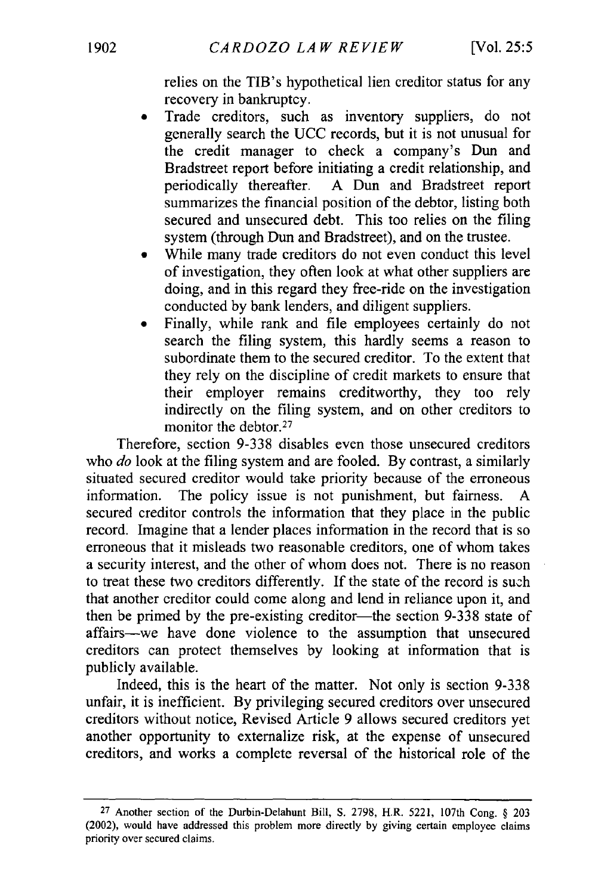relies on the TIB's hypothetical lien creditor status for any recovery in bankruptcy.

- Trade creditors, such as inventory suppliers, do not generally search the UCC records, but it is not unusual for the credit manager to check a company's Dun and Bradstreet report before initiating a credit relationship, and periodically thereafter. A Dun and Bradstreet report summarizes the financial position of the debtor, listing both secured and unsecured debt. This too relies on the filing system (through Dun and Bradstreet), and on the trustee.
- While many trade creditors do not even conduct this level of investigation, they often look at what other suppliers are doing, and in this regard they free-ride on the investigation conducted by bank lenders, and diligent suppliers.
- Finally, while rank and file employees certainly do not search the filing system, this hardly seems a reason to subordinate them to the secured creditor. To the extent that they rely on the discipline of credit markets to ensure that their employer remains creditworthy, they too rely indirectly on the filing system, and on other creditors to monitor the debtor.[27]

Therefore, section 9-338 disables even those unsecured creditors who *do* look at the filing system and are fooled. By contrast, a similarly situated secured creditor would take priority because of the erroneous information. The policy issue is not punishment, but fairness. A secured creditor controls the information that they place in the public record. Imagine that a lender places information in the record that is so erroneous that it misleads two reasonable creditors, one of whom takes a security interest, and the other of whom does not. There is no reason to treat these two creditors differently. If the state of the record is such that another creditor could come along and lend in reliance upon it, and then be primed by the pre-existing creditor—the section 9-338 state of affairs—we have done violence to the assumption that unsecured creditors can protect themselves by looking at information that is publicly available.

Indeed, this is the heart of the matter. Not only is section 9-338 unfair, it is inefficient. By privileging secured creditors over unsecured creditors without notice, Revised Article 9 allows secured creditors yet another opportunity to externalize risk, at the expense of unsecured creditors, and works a complete reversal of the historical role of the

---

[27] Another section of the Durbin-Delahunt Bill, S. 2798, H.R. 5221, 107th Cong. § 203 (2002), would have addressed this problem more directly by giving certain employee claims priority over secured claims.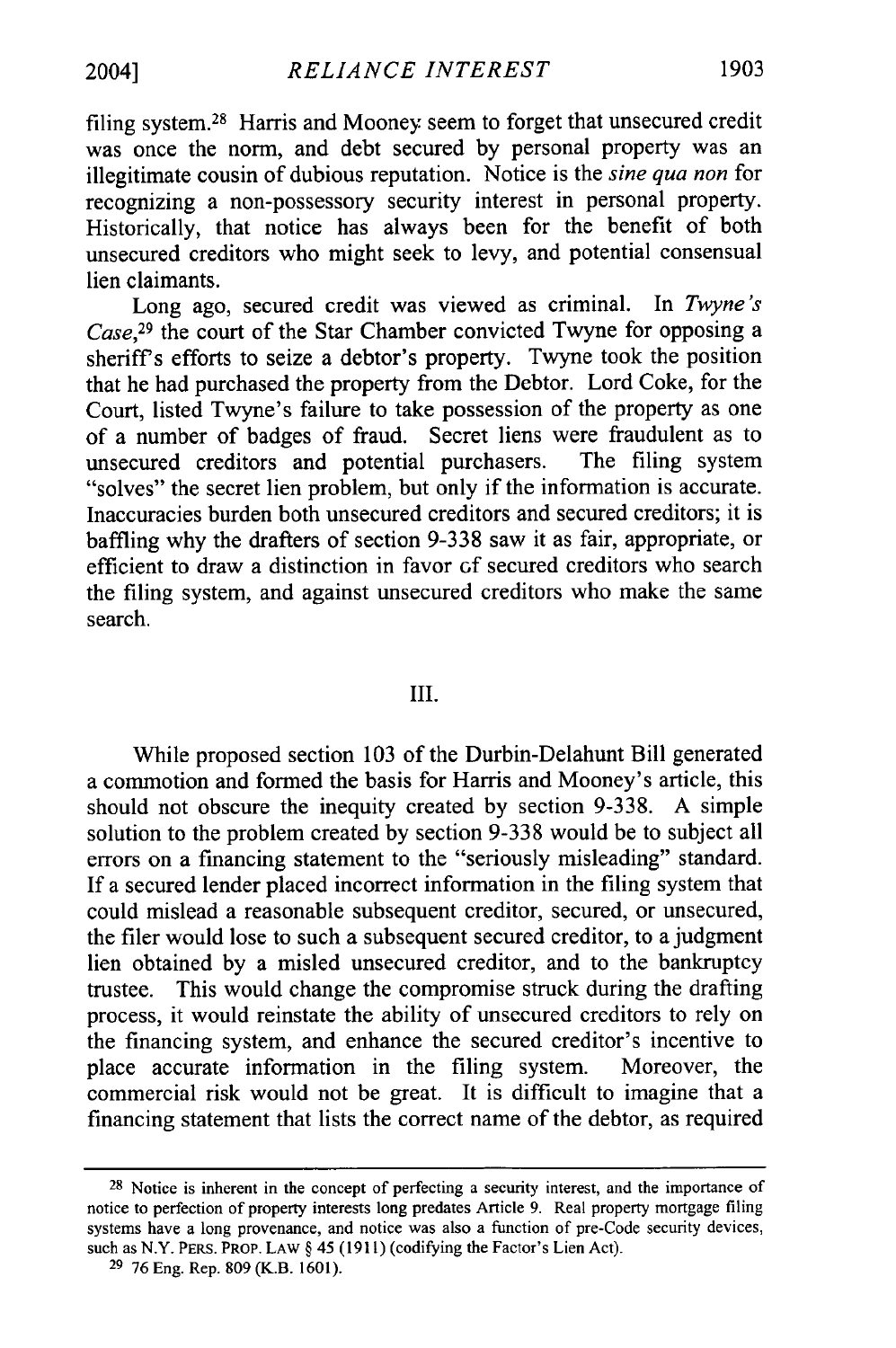filing system.[28] Harris and Mooney seem to forget that unsecured credit was once the norm, and debt secured by personal property was an illegitimate cousin of dubious reputation. Notice is the *sine qua non* for recognizing a non-possessory security interest in personal property. Historically, that notice has always been for the benefit of both unsecured creditors who might seek to levy, and potential consensual lien claimants.

Long ago, secured credit was viewed as criminal. In *Twyne's Case*,[29] the court of the Star Chamber convicted Twyne for opposing a sheriff's efforts to seize a debtor's property. Twyne took the position that he had purchased the property from the Debtor. Lord Coke, for the Court, listed Twyne's failure to take possession of the property as one of a number of badges of fraud. Secret liens were fraudulent as to unsecured creditors and potential purchasers. The filing system "solves" the secret lien problem, but only if the information is accurate. Inaccuracies burden both unsecured creditors and secured creditors; it is baffling why the drafters of section 9-338 saw it as fair, appropriate, or efficient to draw a distinction in favor of secured creditors who search the filing system, and against unsecured creditors who make the same search.

## III.

While proposed section 103 of the Durbin-Delahunt Bill generated a commotion and formed the basis for Harris and Mooney's article, this should not obscure the inequity created by section 9-338. A simple solution to the problem created by section 9-338 would be to subject all errors on a financing statement to the "seriously misleading" standard. If a secured lender placed incorrect information in the filing system that could mislead a reasonable subsequent creditor, secured, or unsecured, the filer would lose to such a subsequent secured creditor, to a judgment lien obtained by a misled unsecured creditor, and to the bankruptcy trustee. This would change the compromise struck during the drafting process, it would reinstate the ability of unsecured creditors to rely on the financing system, and enhance the secured creditor's incentive to place accurate information in the filing system. Moreover, the commercial risk would not be great. It is difficult to imagine that a financing statement that lists the correct name of the debtor, as required

---

[28] Notice is inherent in the concept of perfecting a security interest, and the importance of notice to perfection of property interests long predates Article 9. Real property mortgage filing systems have a long provenance, and notice was also a function of pre-Code security devices, such as N.Y. PERS. PROP. LAW § 45 (1911) (codifying the Factor's Lien Act).

[29] 76 Eng. Rep. 809 (K.B. 1601).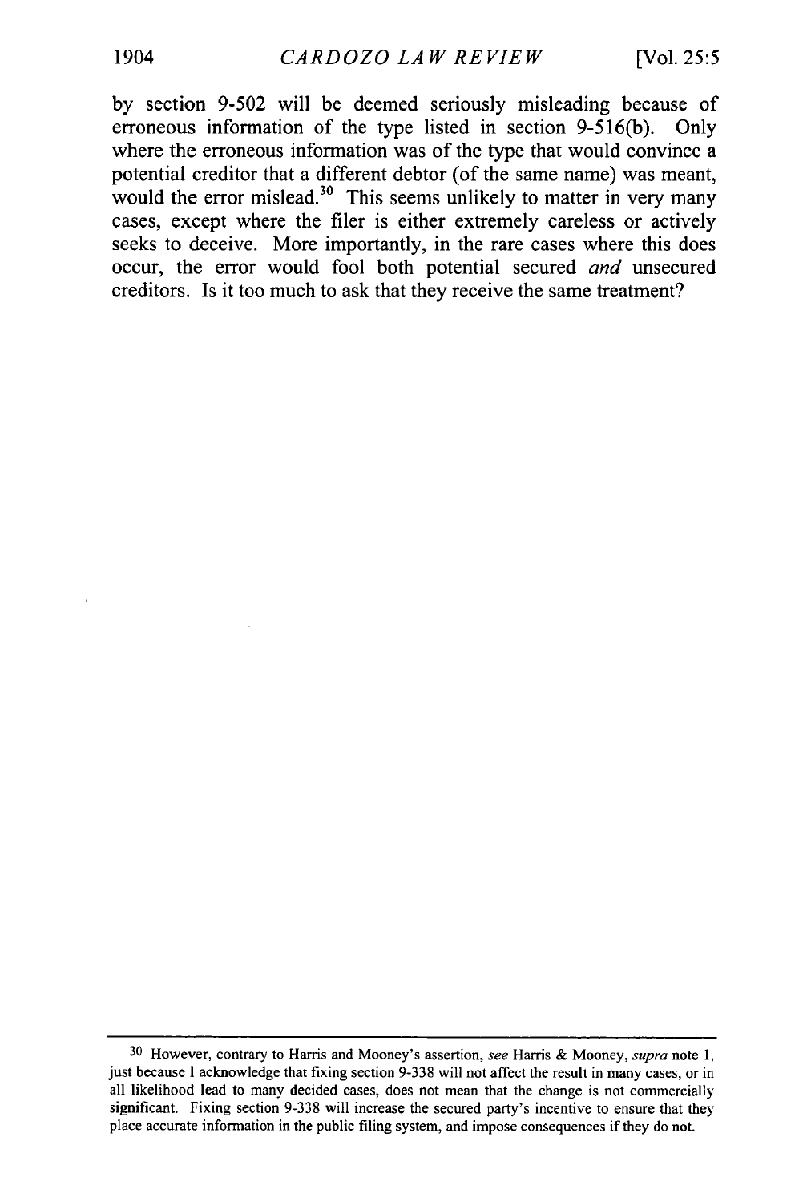by section 9-502 will be deemed seriously misleading because of erroneous information of the type listed in section 9-516(b). Only where the erroneous information was of the type that would convince a potential creditor that a different debtor (of the same name) was meant, would the error mislead.[30] This seems unlikely to matter in very many cases, except where the filer is either extremely careless or actively seeks to deceive. More importantly, in the rare cases where this does occur, the error would fool both potential secured *and* unsecured creditors. Is it too much to ask that they receive the same treatment?

---

[30] However, contrary to Harris and Mooney's assertion, *see* Harris & Mooney, *supra* note 1, just because I acknowledge that fixing section 9-338 will not affect the result in many cases, or in all likelihood lead to many decided cases, does not mean that the change is not commercially significant. Fixing section 9-338 will increase the secured party's incentive to ensure that they place accurate information in the public filing system, and impose consequences if they do not.